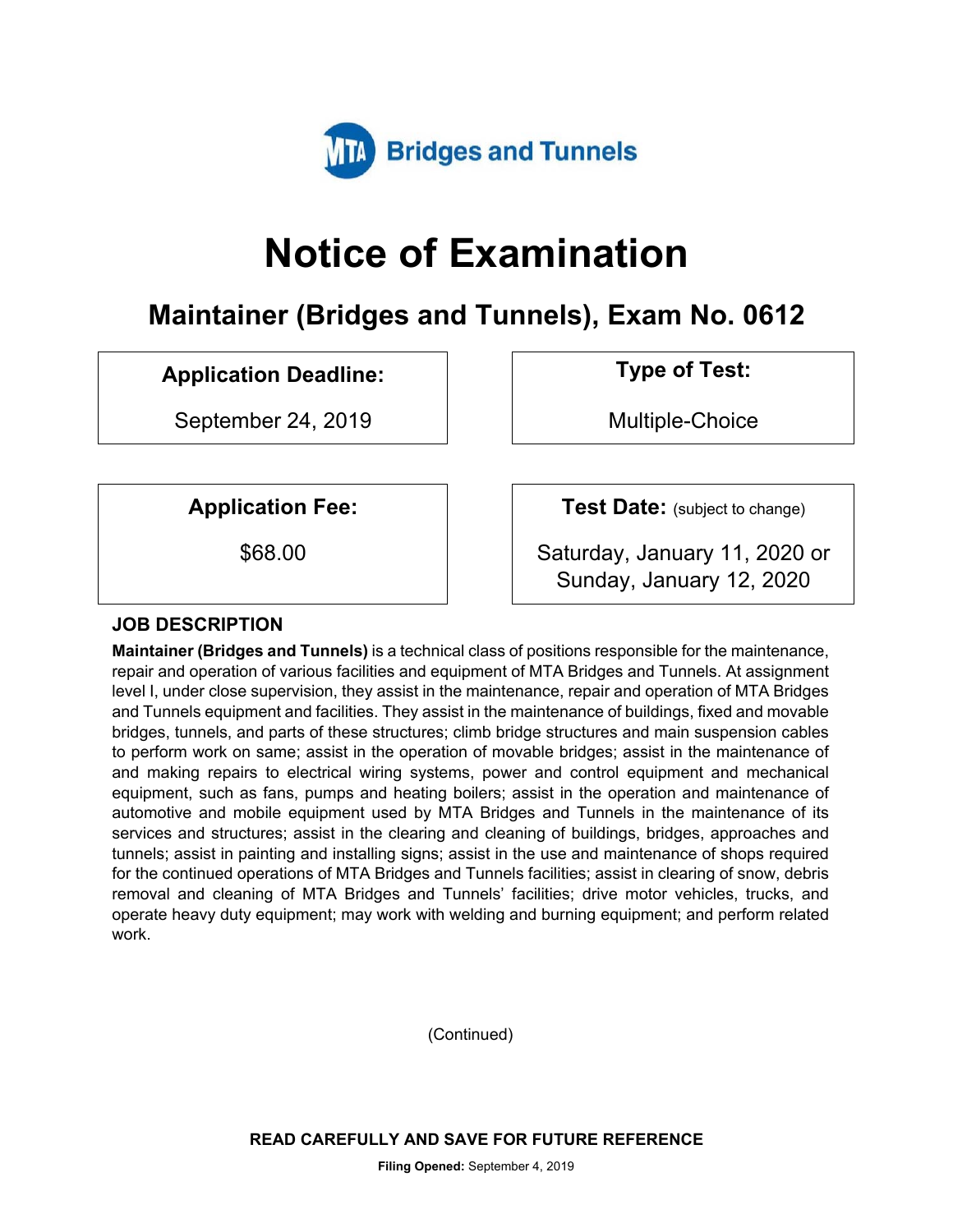MTA Bridges and Tunnels

# Notice of Examination

## Maintainer (Bridges and Tunnels), Exam No. 0612

**Application Deadline:**

September 24, 2019

**Type of Test:**

Multiple-Choice

**Application Fee:**

$68.00

**Test Date:** (subject to change)

Saturday, January 11, 2020 or Sunday, January 12, 2020

### JOB DESCRIPTION

**Maintainer (Bridges and Tunnels)** is a technical class of positions responsible for the maintenance, repair and operation of various facilities and equipment of MTA Bridges and Tunnels. At assignment level I, under close supervision, they assist in the maintenance, repair and operation of MTA Bridges and Tunnels equipment and facilities. They assist in the maintenance of buildings, fixed and movable bridges, tunnels, and parts of these structures; climb bridge structures and main suspension cables to perform work on same; assist in the operation of movable bridges; assist in the maintenance of and making repairs to electrical wiring systems, power and control equipment and mechanical equipment, such as fans, pumps and heating boilers; assist in the operation and maintenance of automotive and mobile equipment used by MTA Bridges and Tunnels in the maintenance of its services and structures; assist in the clearing and cleaning of buildings, bridges, approaches and tunnels; assist in painting and installing signs; assist in the use and maintenance of shops required for the continued operations of MTA Bridges and Tunnels facilities; assist in clearing of snow, debris removal and cleaning of MTA Bridges and Tunnels' facilities; drive motor vehicles, trucks, and operate heavy duty equipment; may work with welding and burning equipment; and perform related work.

(Continued)

**READ CAREFULLY AND SAVE FOR FUTURE REFERENCE**

**Filing Opened:** September 4, 2019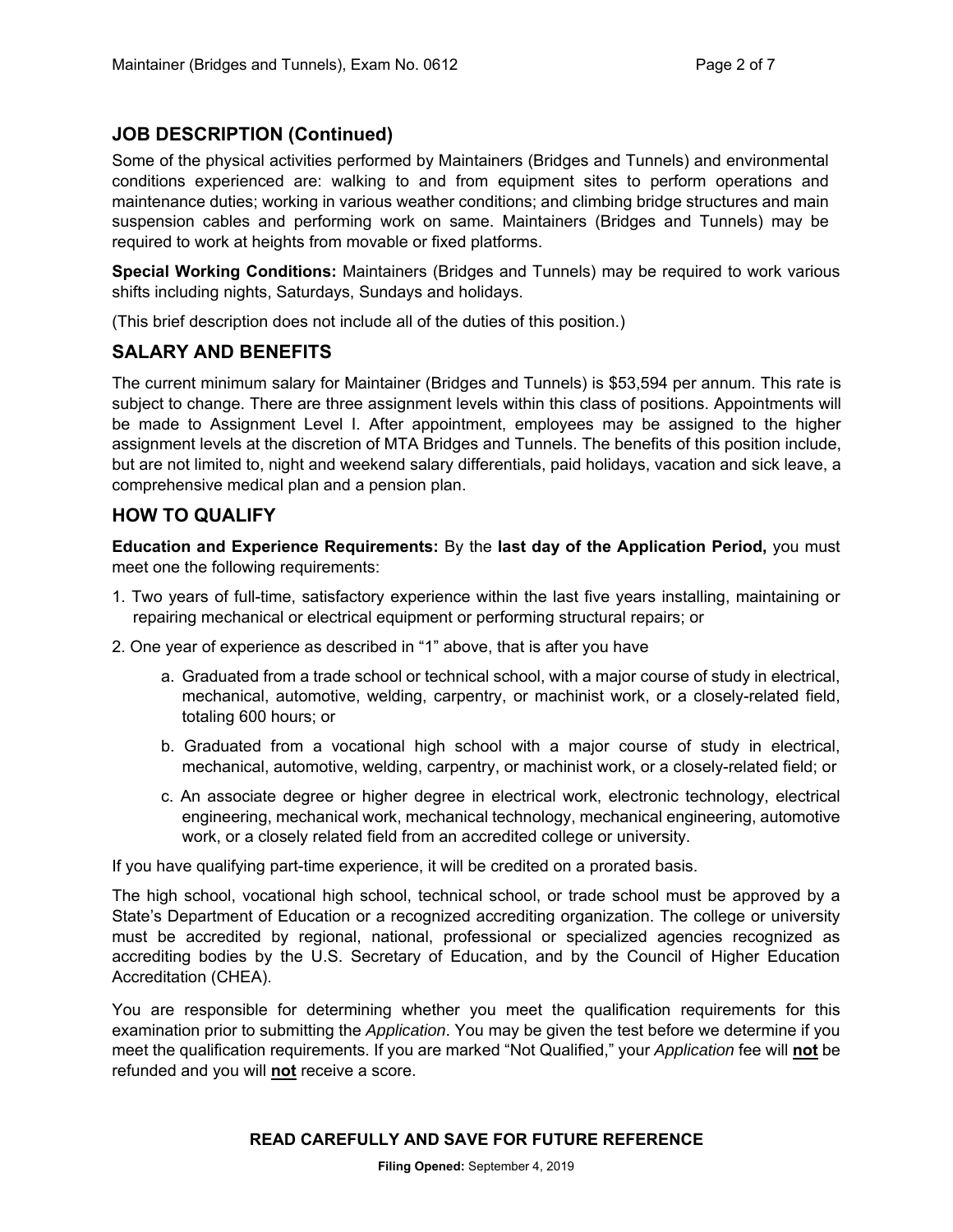## JOB DESCRIPTION (Continued)

Some of the physical activities performed by Maintainers (Bridges and Tunnels) and environmental conditions experienced are: walking to and from equipment sites to perform operations and maintenance duties; working in various weather conditions; and climbing bridge structures and main suspension cables and performing work on same. Maintainers (Bridges and Tunnels) may be required to work at heights from movable or fixed platforms.

**Special Working Conditions:** Maintainers (Bridges and Tunnels) may be required to work various shifts including nights, Saturdays, Sundays and holidays.

(This brief description does not include all of the duties of this position.)

## SALARY AND BENEFITS

The current minimum salary for Maintainer (Bridges and Tunnels) is $53,594 per annum. This rate is subject to change. There are three assignment levels within this class of positions. Appointments will be made to Assignment Level I. After appointment, employees may be assigned to the higher assignment levels at the discretion of MTA Bridges and Tunnels. The benefits of this position include, but are not limited to, night and weekend salary differentials, paid holidays, vacation and sick leave, a comprehensive medical plan and a pension plan.

## HOW TO QUALIFY

**Education and Experience Requirements:** By the **last day of the Application Period,** you must meet one the following requirements:

1. Two years of full-time, satisfactory experience within the last five years installing, maintaining or repairing mechanical or electrical equipment or performing structural repairs; or
2. One year of experience as described in "1" above, that is after you have
   a. Graduated from a trade school or technical school, with a major course of study in electrical, mechanical, automotive, welding, carpentry, or machinist work, or a closely-related field, totaling 600 hours; or
   b. Graduated from a vocational high school with a major course of study in electrical, mechanical, automotive, welding, carpentry, or machinist work, or a closely-related field; or
   c. An associate degree or higher degree in electrical work, electronic technology, electrical engineering, mechanical work, mechanical technology, mechanical engineering, automotive work, or a closely related field from an accredited college or university.

If you have qualifying part-time experience, it will be credited on a prorated basis.

The high school, vocational high school, technical school, or trade school must be approved by a State's Department of Education or a recognized accrediting organization. The college or university must be accredited by regional, national, professional or specialized agencies recognized as accrediting bodies by the U.S. Secretary of Education, and by the Council of Higher Education Accreditation (CHEA).

You are responsible for determining whether you meet the qualification requirements for this examination prior to submitting the *Application*. You may be given the test before we determine if you meet the qualification requirements. If you are marked "Not Qualified," your *Application* fee will **not** be refunded and you will **not** receive a score.

**READ CAREFULLY AND SAVE FOR FUTURE REFERENCE**

**Filing Opened:** September 4, 2019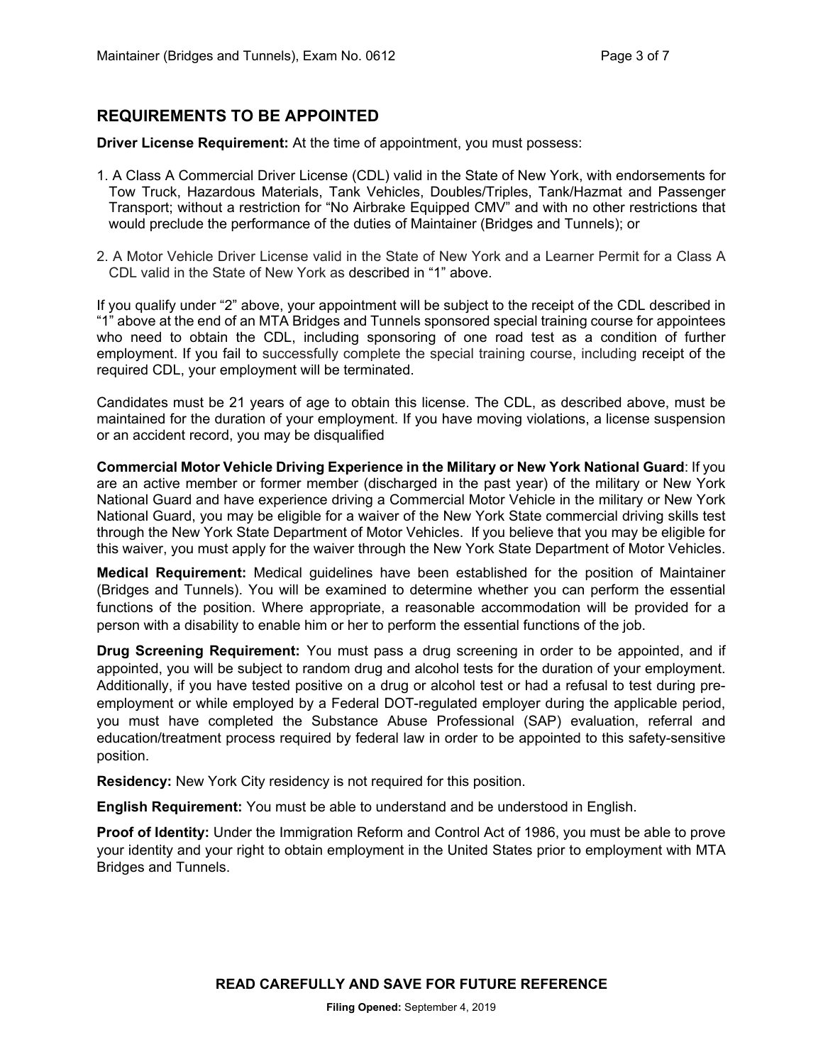## REQUIREMENTS TO BE APPOINTED

**Driver License Requirement:** At the time of appointment, you must possess:

1. A Class A Commercial Driver License (CDL) valid in the State of New York, with endorsements for Tow Truck, Hazardous Materials, Tank Vehicles, Doubles/Triples, Tank/Hazmat and Passenger Transport; without a restriction for "No Airbrake Equipped CMV" and with no other restrictions that would preclude the performance of the duties of Maintainer (Bridges and Tunnels); or

2. A Motor Vehicle Driver License valid in the State of New York and a Learner Permit for a Class A CDL valid in the State of New York as described in "1" above.

If you qualify under "2" above, your appointment will be subject to the receipt of the CDL described in "1" above at the end of an MTA Bridges and Tunnels sponsored special training course for appointees who need to obtain the CDL, including sponsoring of one road test as a condition of further employment. If you fail to successfully complete the special training course, including receipt of the required CDL, your employment will be terminated.

Candidates must be 21 years of age to obtain this license. The CDL, as described above, must be maintained for the duration of your employment. If you have moving violations, a license suspension or an accident record, you may be disqualified

**Commercial Motor Vehicle Driving Experience in the Military or New York National Guard**: If you are an active member or former member (discharged in the past year) of the military or New York National Guard and have experience driving a Commercial Motor Vehicle in the military or New York National Guard, you may be eligible for a waiver of the New York State commercial driving skills test through the New York State Department of Motor Vehicles. If you believe that you may be eligible for this waiver, you must apply for the waiver through the New York State Department of Motor Vehicles.

**Medical Requirement:** Medical guidelines have been established for the position of Maintainer (Bridges and Tunnels). You will be examined to determine whether you can perform the essential functions of the position. Where appropriate, a reasonable accommodation will be provided for a person with a disability to enable him or her to perform the essential functions of the job.

**Drug Screening Requirement:** You must pass a drug screening in order to be appointed, and if appointed, you will be subject to random drug and alcohol tests for the duration of your employment. Additionally, if you have tested positive on a drug or alcohol test or had a refusal to test during pre-employment or while employed by a Federal DOT-regulated employer during the applicable period, you must have completed the Substance Abuse Professional (SAP) evaluation, referral and education/treatment process required by federal law in order to be appointed to this safety-sensitive position.

**Residency:** New York City residency is not required for this position.

**English Requirement:** You must be able to understand and be understood in English.

**Proof of Identity:** Under the Immigration Reform and Control Act of 1986, you must be able to prove your identity and your right to obtain employment in the United States prior to employment with MTA Bridges and Tunnels.

**READ CAREFULLY AND SAVE FOR FUTURE REFERENCE**

**Filing Opened:** September 4, 2019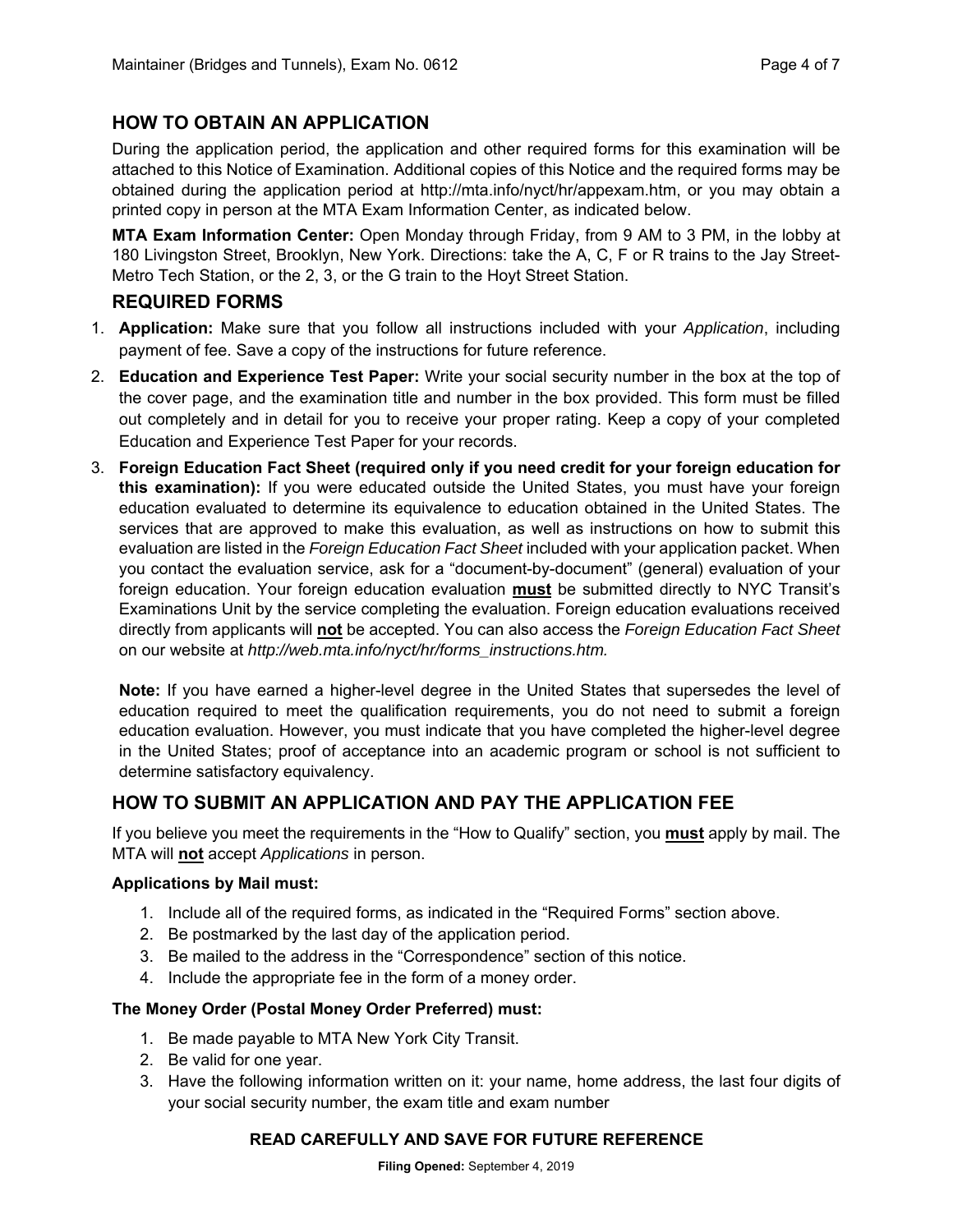## HOW TO OBTAIN AN APPLICATION

During the application period, the application and other required forms for this examination will be attached to this Notice of Examination. Additional copies of this Notice and the required forms may be obtained during the application period at http://mta.info/nyct/hr/appexam.htm, or you may obtain a printed copy in person at the MTA Exam Information Center, as indicated below.

**MTA Exam Information Center:** Open Monday through Friday, from 9 AM to 3 PM, in the lobby at 180 Livingston Street, Brooklyn, New York. Directions: take the A, C, F or R trains to the Jay Street-Metro Tech Station, or the 2, 3, or the G train to the Hoyt Street Station.

## REQUIRED FORMS

1. **Application:** Make sure that you follow all instructions included with your *Application*, including payment of fee. Save a copy of the instructions for future reference.
2. **Education and Experience Test Paper:** Write your social security number in the box at the top of the cover page, and the examination title and number in the box provided. This form must be filled out completely and in detail for you to receive your proper rating. Keep a copy of your completed Education and Experience Test Paper for your records.
3. **Foreign Education Fact Sheet (required only if you need credit for your foreign education for this examination):** If you were educated outside the United States, you must have your foreign education evaluated to determine its equivalence to education obtained in the United States. The services that are approved to make this evaluation, as well as instructions on how to submit this evaluation are listed in the *Foreign Education Fact Sheet* included with your application packet. When you contact the evaluation service, ask for a "document-by-document" (general) evaluation of your foreign education. Your foreign education evaluation **must** be submitted directly to NYC Transit's Examinations Unit by the service completing the evaluation. Foreign education evaluations received directly from applicants will **not** be accepted. You can also access the *Foreign Education Fact Sheet* on our website at *http://web.mta.info/nyct/hr/forms_instructions.htm.*

   **Note:** If you have earned a higher-level degree in the United States that supersedes the level of education required to meet the qualification requirements, you do not need to submit a foreign education evaluation. However, you must indicate that you have completed the higher-level degree in the United States; proof of acceptance into an academic program or school is not sufficient to determine satisfactory equivalency.

## HOW TO SUBMIT AN APPLICATION AND PAY THE APPLICATION FEE

If you believe you meet the requirements in the "How to Qualify" section, you **must** apply by mail. The MTA will **not** accept *Applications* in person.

**Applications by Mail must:**

1. Include all of the required forms, as indicated in the "Required Forms" section above.
2. Be postmarked by the last day of the application period.
3. Be mailed to the address in the "Correspondence" section of this notice.
4. Include the appropriate fee in the form of a money order.

**The Money Order (Postal Money Order Preferred) must:**

1. Be made payable to MTA New York City Transit.
2. Be valid for one year.
3. Have the following information written on it: your name, home address, the last four digits of your social security number, the exam title and exam number

**READ CAREFULLY AND SAVE FOR FUTURE REFERENCE**

**Filing Opened:** September 4, 2019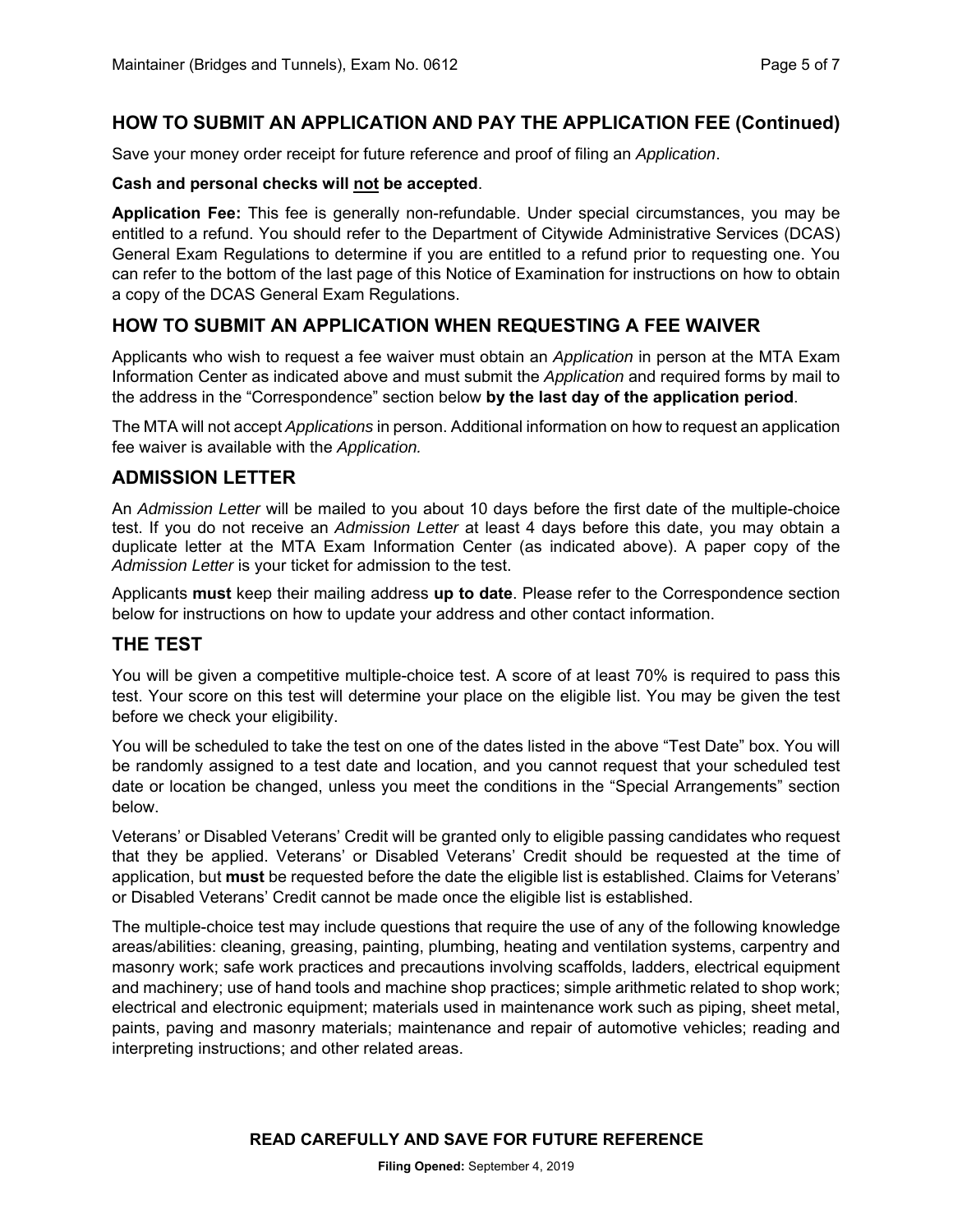## HOW TO SUBMIT AN APPLICATION AND PAY THE APPLICATION FEE (Continued)

Save your money order receipt for future reference and proof of filing an *Application*.

**Cash and personal checks will not be accepted**.

**Application Fee:** This fee is generally non-refundable. Under special circumstances, you may be entitled to a refund. You should refer to the Department of Citywide Administrative Services (DCAS) General Exam Regulations to determine if you are entitled to a refund prior to requesting one. You can refer to the bottom of the last page of this Notice of Examination for instructions on how to obtain a copy of the DCAS General Exam Regulations.

## HOW TO SUBMIT AN APPLICATION WHEN REQUESTING A FEE WAIVER

Applicants who wish to request a fee waiver must obtain an *Application* in person at the MTA Exam Information Center as indicated above and must submit the *Application* and required forms by mail to the address in the "Correspondence" section below **by the last day of the application period**.

The MTA will not accept *Applications* in person. Additional information on how to request an application fee waiver is available with the *Application.*

## ADMISSION LETTER

An *Admission Letter* will be mailed to you about 10 days before the first date of the multiple-choice test. If you do not receive an *Admission Letter* at least 4 days before this date, you may obtain a duplicate letter at the MTA Exam Information Center (as indicated above). A paper copy of the *Admission Letter* is your ticket for admission to the test.

Applicants **must** keep their mailing address **up to date**. Please refer to the Correspondence section below for instructions on how to update your address and other contact information.

## THE TEST

You will be given a competitive multiple-choice test. A score of at least 70% is required to pass this test. Your score on this test will determine your place on the eligible list. You may be given the test before we check your eligibility.

You will be scheduled to take the test on one of the dates listed in the above "Test Date" box. You will be randomly assigned to a test date and location, and you cannot request that your scheduled test date or location be changed, unless you meet the conditions in the "Special Arrangements" section below.

Veterans' or Disabled Veterans' Credit will be granted only to eligible passing candidates who request that they be applied. Veterans' or Disabled Veterans' Credit should be requested at the time of application, but **must** be requested before the date the eligible list is established. Claims for Veterans' or Disabled Veterans' Credit cannot be made once the eligible list is established.

The multiple-choice test may include questions that require the use of any of the following knowledge areas/abilities: cleaning, greasing, painting, plumbing, heating and ventilation systems, carpentry and masonry work; safe work practices and precautions involving scaffolds, ladders, electrical equipment and machinery; use of hand tools and machine shop practices; simple arithmetic related to shop work; electrical and electronic equipment; materials used in maintenance work such as piping, sheet metal, paints, paving and masonry materials; maintenance and repair of automotive vehicles; reading and interpreting instructions; and other related areas.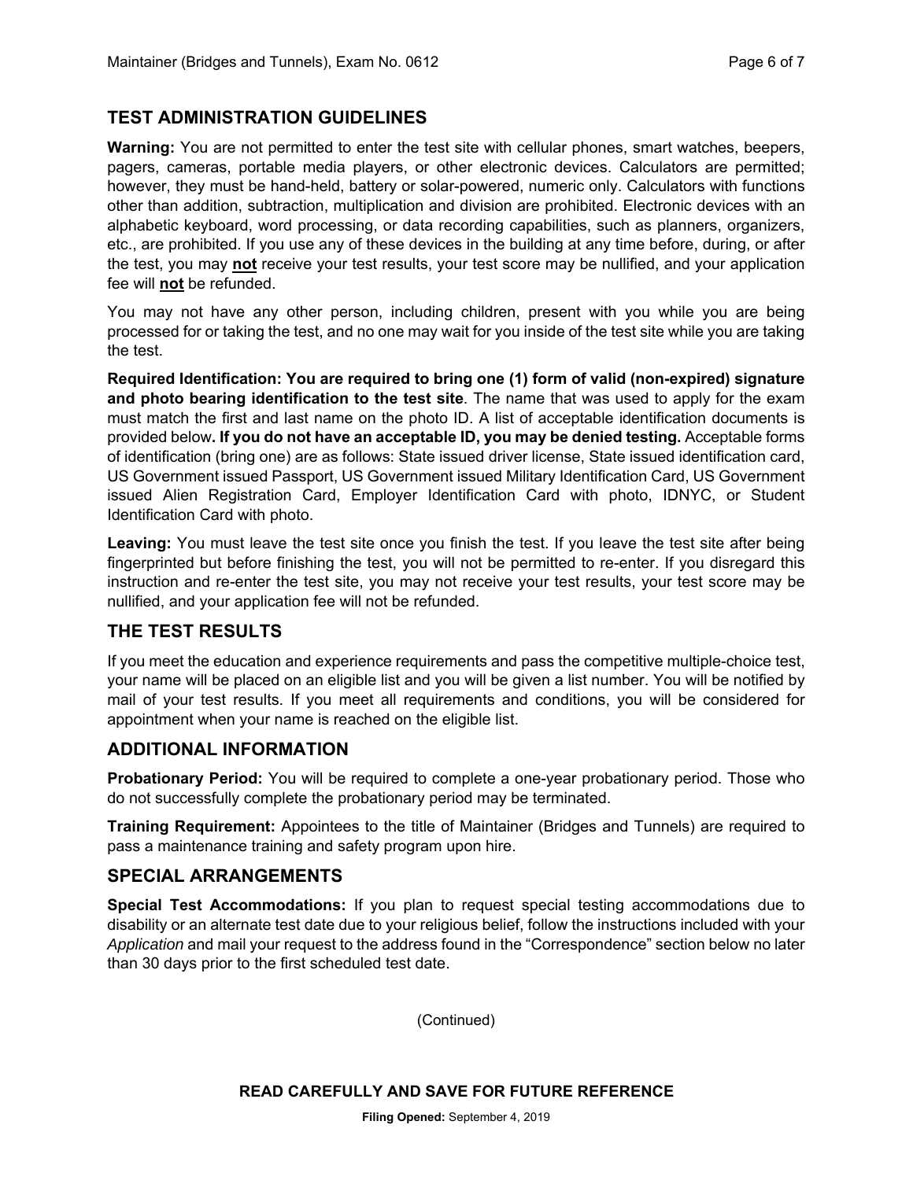## TEST ADMINISTRATION GUIDELINES

**Warning:** You are not permitted to enter the test site with cellular phones, smart watches, beepers, pagers, cameras, portable media players, or other electronic devices. Calculators are permitted; however, they must be hand-held, battery or solar-powered, numeric only. Calculators with functions other than addition, subtraction, multiplication and division are prohibited. Electronic devices with an alphabetic keyboard, word processing, or data recording capabilities, such as planners, organizers, etc., are prohibited. If you use any of these devices in the building at any time before, during, or after the test, you may **not** receive your test results, your test score may be nullified, and your application fee will **not** be refunded.

You may not have any other person, including children, present with you while you are being processed for or taking the test, and no one may wait for you inside of the test site while you are taking the test.

**Required Identification: You are required to bring one (1) form of valid (non-expired) signature and photo bearing identification to the test site**. The name that was used to apply for the exam must match the first and last name on the photo ID. A list of acceptable identification documents is provided below**. If you do not have an acceptable ID, you may be denied testing.** Acceptable forms of identification (bring one) are as follows: State issued driver license, State issued identification card, US Government issued Passport, US Government issued Military Identification Card, US Government issued Alien Registration Card, Employer Identification Card with photo, IDNYC, or Student Identification Card with photo.

**Leaving:** You must leave the test site once you finish the test. If you leave the test site after being fingerprinted but before finishing the test, you will not be permitted to re-enter. If you disregard this instruction and re-enter the test site, you may not receive your test results, your test score may be nullified, and your application fee will not be refunded.

## THE TEST RESULTS

If you meet the education and experience requirements and pass the competitive multiple-choice test, your name will be placed on an eligible list and you will be given a list number. You will be notified by mail of your test results. If you meet all requirements and conditions, you will be considered for appointment when your name is reached on the eligible list.

## ADDITIONAL INFORMATION

**Probationary Period:** You will be required to complete a one-year probationary period. Those who do not successfully complete the probationary period may be terminated.

**Training Requirement:** Appointees to the title of Maintainer (Bridges and Tunnels) are required to pass a maintenance training and safety program upon hire.

## SPECIAL ARRANGEMENTS

**Special Test Accommodations:** If you plan to request special testing accommodations due to disability or an alternate test date due to your religious belief, follow the instructions included with your *Application* and mail your request to the address found in the "Correspondence" section below no later than 30 days prior to the first scheduled test date.

(Continued)

**READ CAREFULLY AND SAVE FOR FUTURE REFERENCE**

**Filing Opened:** September 4, 2019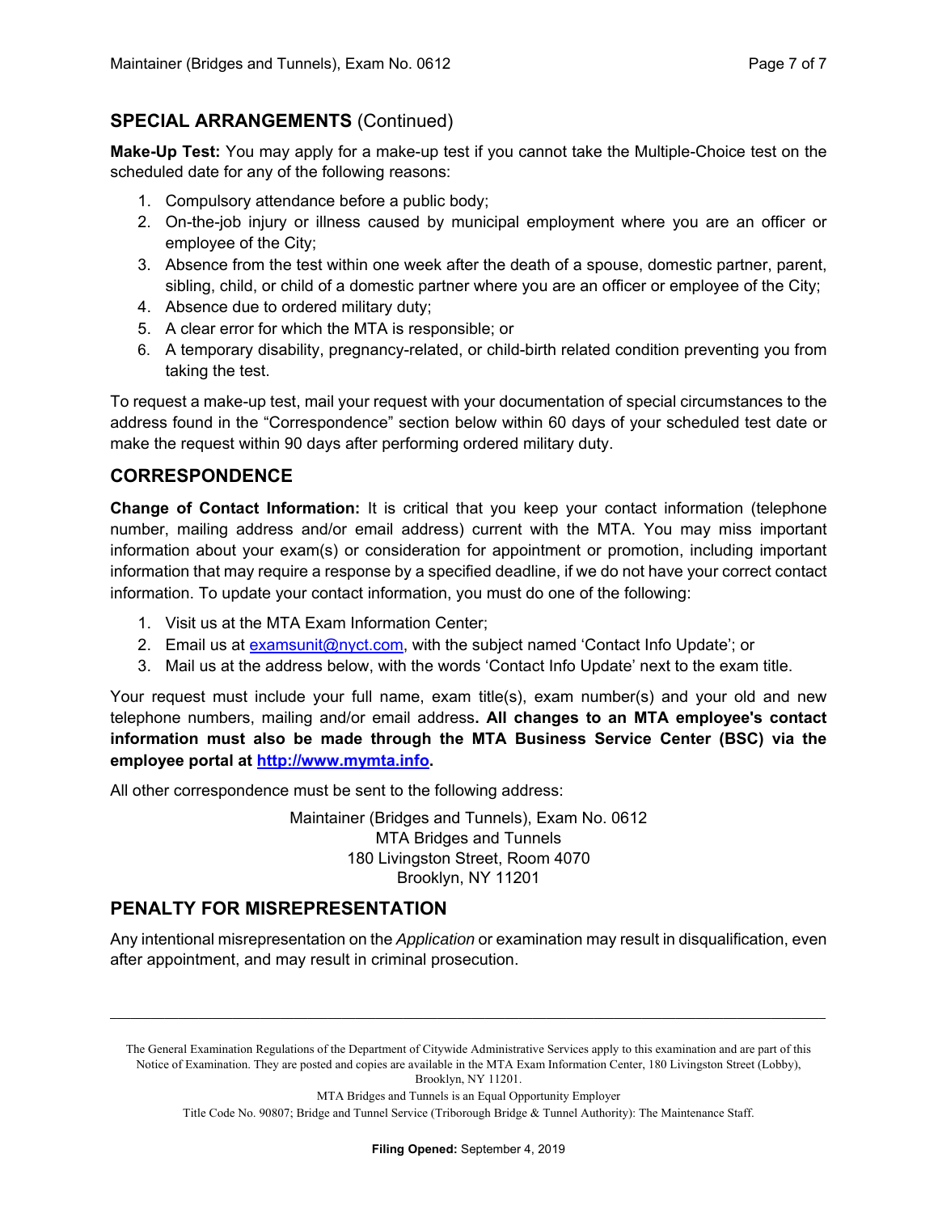## SPECIAL ARRANGEMENTS (Continued)

**Make-Up Test:** You may apply for a make-up test if you cannot take the Multiple-Choice test on the scheduled date for any of the following reasons:

1. Compulsory attendance before a public body;
2. On-the-job injury or illness caused by municipal employment where you are an officer or employee of the City;
3. Absence from the test within one week after the death of a spouse, domestic partner, parent, sibling, child, or child of a domestic partner where you are an officer or employee of the City;
4. Absence due to ordered military duty;
5. A clear error for which the MTA is responsible; or
6. A temporary disability, pregnancy-related, or child-birth related condition preventing you from taking the test.

To request a make-up test, mail your request with your documentation of special circumstances to the address found in the "Correspondence" section below within 60 days of your scheduled test date or make the request within 90 days after performing ordered military duty.

## CORRESPONDENCE

**Change of Contact Information:** It is critical that you keep your contact information (telephone number, mailing address and/or email address) current with the MTA. You may miss important information about your exam(s) or consideration for appointment or promotion, including important information that may require a response by a specified deadline, if we do not have your correct contact information. To update your contact information, you must do one of the following:

1. Visit us at the MTA Exam Information Center;
2. Email us at examsunit@nyct.com, with the subject named 'Contact Info Update'; or
3. Mail us at the address below, with the words 'Contact Info Update' next to the exam title.

Your request must include your full name, exam title(s), exam number(s) and your old and new telephone numbers, mailing and/or email address**. All changes to an MTA employee's contact information must also be made through the MTA Business Service Center (BSC) via the employee portal at http://www.mymta.info.**

All other correspondence must be sent to the following address:

Maintainer (Bridges and Tunnels), Exam No. 0612
MTA Bridges and Tunnels
180 Livingston Street, Room 4070
Brooklyn, NY 11201

## PENALTY FOR MISREPRESENTATION

Any intentional misrepresentation on the *Application* or examination may result in disqualification, even after appointment, and may result in criminal prosecution.

---

The General Examination Regulations of the Department of Citywide Administrative Services apply to this examination and are part of this Notice of Examination. They are posted and copies are available in the MTA Exam Information Center, 180 Livingston Street (Lobby), Brooklyn, NY 11201.

MTA Bridges and Tunnels is an Equal Opportunity Employer

Title Code No. 90807; Bridge and Tunnel Service (Triborough Bridge & Tunnel Authority): The Maintenance Staff.

**Filing Opened:** September 4, 2019